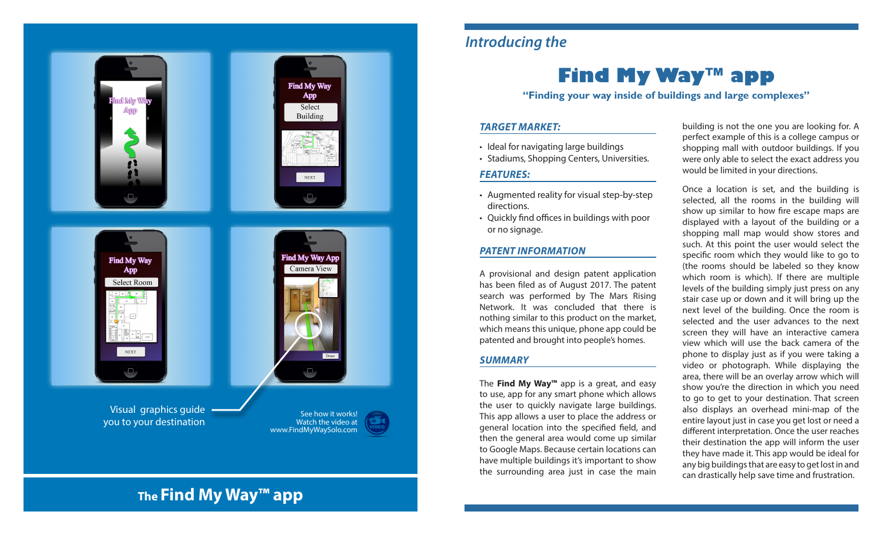Visual graphics guide you to your destination

See how it works!
Watch the video at
www.FindMyWaySolo.com

**The Find My Way™ app**

*Introducing the*

# Find My Way™ app

**"Finding your way inside of buildings and large complexes"**

## *TARGET MARKET:*

- Ideal for navigating large buildings
- Stadiums, Shopping Centers, Universities.

## *FEATURES:*

- Augmented reality for visual step-by-step directions.
- Quickly find offices in buildings with poor or no signage.

## *PATENT INFORMATION*

A provisional and design patent application has been filed as of August 2017. The patent search was performed by The Mars Rising Network. It was concluded that there is nothing similar to this product on the market, which means this unique, phone app could be patented and brought into people's homes.

## *SUMMARY*

The **Find My Way™** app is a great, and easy to use, app for any smart phone which allows the user to quickly navigate large buildings. This app allows a user to place the address or general location into the specified field, and then the general area would come up similar to Google Maps. Because certain locations can have multiple buildings it's important to show the surrounding area just in case the main building is not the one you are looking for. A perfect example of this is a college campus or shopping mall with outdoor buildings. If you were only able to select the exact address you would be limited in your directions.

Once a location is set, and the building is selected, all the rooms in the building will show up similar to how fire escape maps are displayed with a layout of the building or a shopping mall map would show stores and such. At this point the user would select the specific room which they would like to go to (the rooms should be labeled so they know which room is which). If there are multiple levels of the building simply just press on any stair case up or down and it will bring up the next level of the building. Once the room is selected and the user advances to the next screen they will have an interactive camera view which will use the back camera of the phone to display just as if you were taking a video or photograph. While displaying the area, there will be an overlay arrow which will show you're the direction in which you need to go to get to your destination. That screen also displays an overhead mini-map of the entire layout just in case you get lost or need a different interpretation. Once the user reaches their destination the app will inform the user they have made it. This app would be ideal for any big buildings that are easy to get lost in and can drastically help save time and frustration.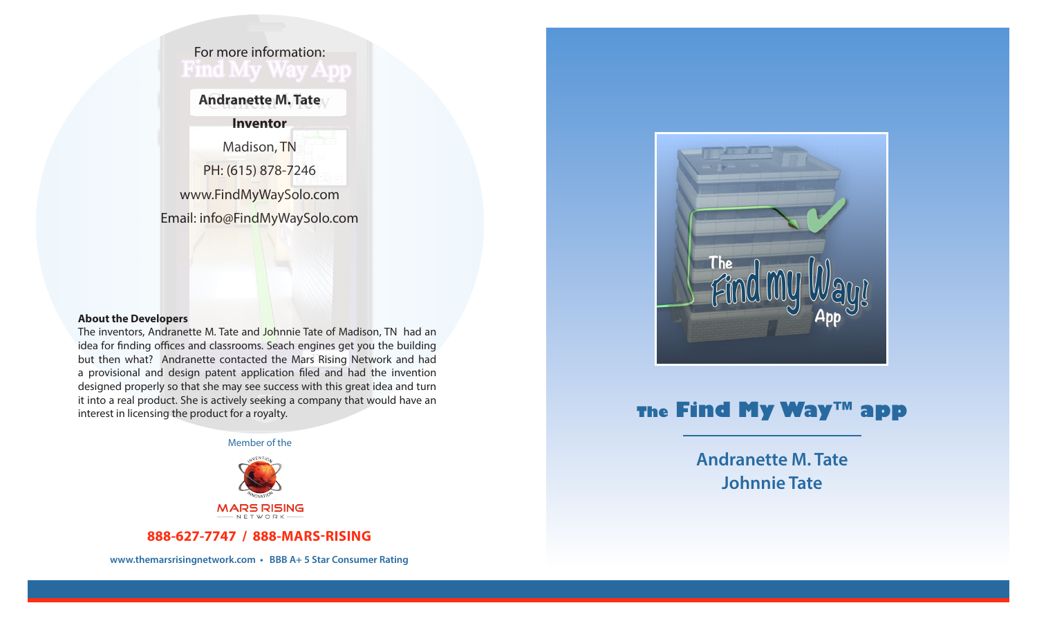For more information:

**Andranette M. Tate**

**Inventor**

Madison, TN

PH: (615) 878-7246

www.FindMyWaySolo.com

Email: info@FindMyWaySolo.com

**About the Developers**

The inventors, Andranette M. Tate and Johnnie Tate of Madison, TN had an idea for finding offices and classrooms. Seach engines get you the building but then what? Andranette contacted the Mars Rising Network and had a provisional and design patent application filed and had the invention designed properly so that she may see success with this great idea and turn it into a real product. She is actively seeking a company that would have an interest in licensing the product for a royalty.

Member of the

MARS RISING NETWORK

**888-627-7747 / 888-MARS-RISING**

**www.themarsrisingnetwork.com • BBB A+ 5 Star Consumer Rating**

# The Find My Way™ app

## Andranette M. Tate
## Johnnie Tate